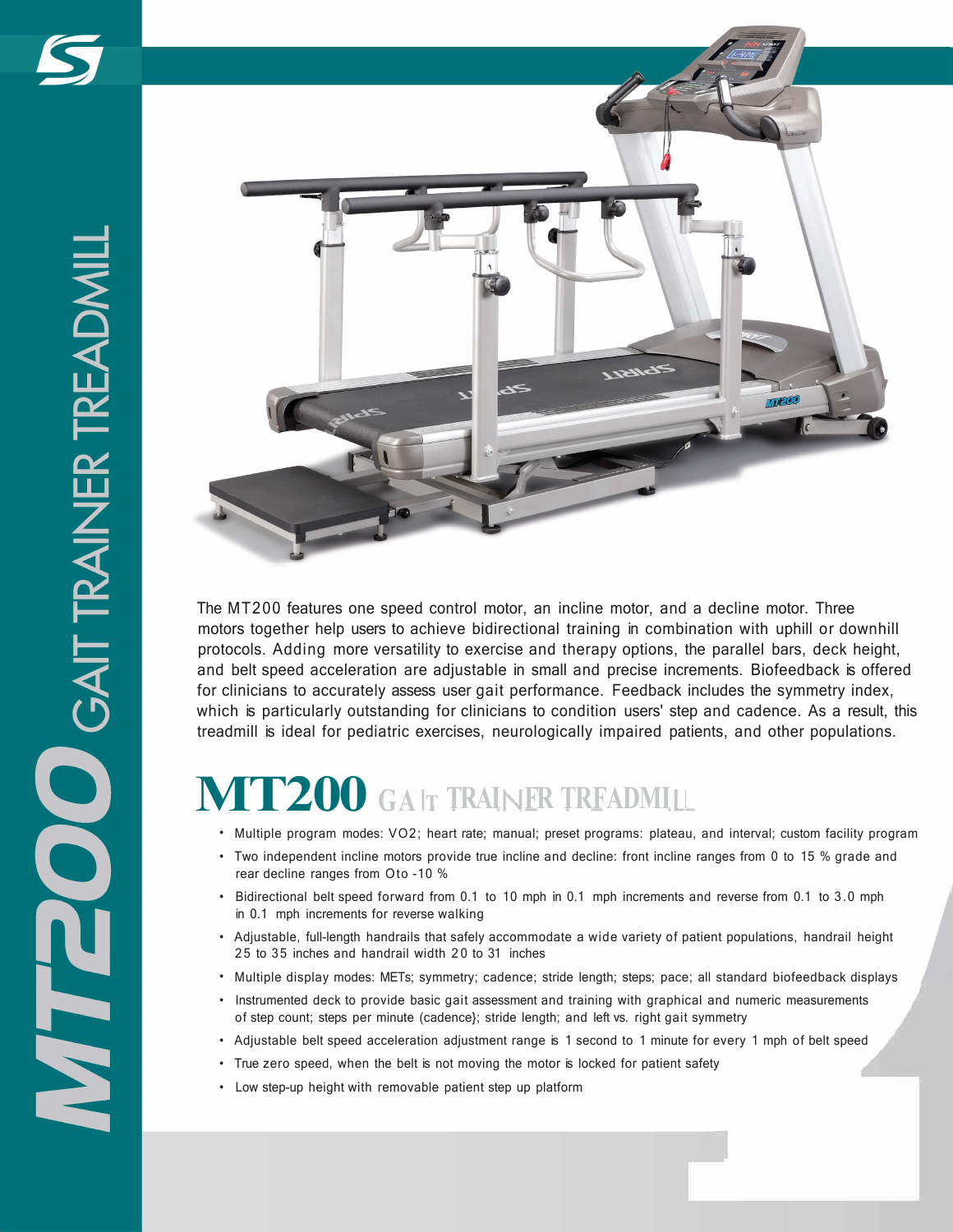# MT200 GAIT TRAINER TREADMILL

The MT200 features one speed control motor, an incline motor, and a decline motor. Three motors together help users to achieve bidirectional training in combination with uphill or downhill protocols. Adding more versatility to exercise and therapy options, the parallel bars, deck height, and belt speed acceleration are adjustable in small and precise increments. Biofeedback is offered for clinicians to accurately assess user gait performance. Feedback includes the symmetry index, which is particularly outstanding for clinicians to condition users' step and cadence. As a result, this treadmill is ideal for pediatric exercises, neurologically impaired patients, and other populations.

## MT200 GAIT TRAINER TREADMILL

- Multiple program modes: VO2; heart rate; manual; preset programs: plateau, and interval; custom facility program
- Two independent incline motors provide true incline and decline: front incline ranges from 0 to 15 % grade and rear decline ranges from 0 to -10 %
- Bidirectional belt speed forward from 0.1 to 10 mph in 0.1 mph increments and reverse from 0.1 to 3.0 mph in 0.1 mph increments for reverse walking
- Adjustable, full-length handrails that safely accommodate a wide variety of patient populations, handrail height 25 to 35 inches and handrail width 20 to 31 inches
- Multiple display modes: METs; symmetry; cadence; stride length; steps; pace; all standard biofeedback displays
- Instrumented deck to provide basic gait assessment and training with graphical and numeric measurements of step count; steps per minute (cadence}; stride length; and left vs. right gait symmetry
- Adjustable belt speed acceleration adjustment range is 1 second to 1 minute for every 1 mph of belt speed
- True zero speed, when the belt is not moving the motor is locked for patient safety
- Low step-up height with removable patient step up platform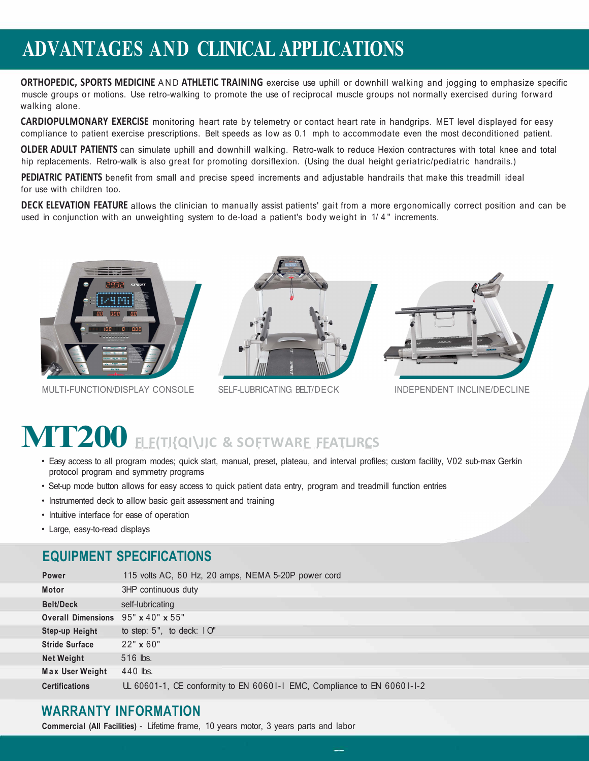# ADVANTAGES AND CLINICAL APPLICATIONS

**ORTHOPEDIC, SPORTS MEDICINE** AND **ATHLETIC TRAINING** exercise use uphill or downhill walking and jogging to emphasize specific muscle groups or motions. Use retro-walking to promote the use of reciprocal muscle groups not normally exercised during forward walking alone.

**CARDIOPULMONARY EXERCISE** monitoring heart rate by telemetry or contact heart rate in handgrips. MET level displayed for easy compliance to patient exercise prescriptions. Belt speeds as low as 0.1 mph to accommodate even the most deconditioned patient.

**OLDER ADULT PATIENTS** can simulate uphill and downhill walking. Retro-walk to reduce Hexion contractures with total knee and total hip replacements. Retro-walk is also great for promoting dorsiflexion. (Using the dual height geriatric/pediatric handrails.)

**PEDIATRIC PATIENTS** benefit from small and precise speed increments and adjustable handrails that make this treadmill ideal for use with children too.

**DECK ELEVATION FEATURE** allows the clinician to manually assist patients' gait from a more ergonomically correct position and can be used in conjunction with an unweighting system to de-load a patient's body weight in 1/4" increments.

MULTI-FUNCTION/DISPLAY CONSOLE

SELF-LUBRICATING BELT/DECK

INDEPENDENT INCLINE/DECLINE

# MT200 ELECTRONIC & SOFTWARE FEATURES

- Easy access to all program modes; quick start, manual, preset, plateau, and interval profiles; custom facility, V02 sub-max Gerkin protocol program and symmetry programs
- Set-up mode button allows for easy access to quick patient data entry, program and treadmill function entries
- Instrumented deck to allow basic gait assessment and training
- Intuitive interface for ease of operation
- Large, easy-to-read displays

## EQUIPMENT SPECIFICATIONS

| | |
|---|---|
| **Power** | 115 volts AC, 60 Hz, 20 amps, NEMA 5-20P power cord |
| **Motor** | 3HP continuous duty |
| **Belt/Deck** | self-lubricating |
| **Overall Dimensions** | 95" x 40" x 55" |
| **Step-up Height** | to step: 5", to deck: 10" |
| **Stride Surface** | 22" x 60" |
| **Net Weight** | 516 lbs. |
| **Max User Weight** | 440 lbs. |
| **Certifications** | UL 60601-1, CE conformity to EN 60601-1 EMC, Compliance to EN 60601-1-2 |

## WARRANTY INFORMATION

**Commercial (All Facilities)** - Lifetime frame, 10 years motor, 3 years parts and labor